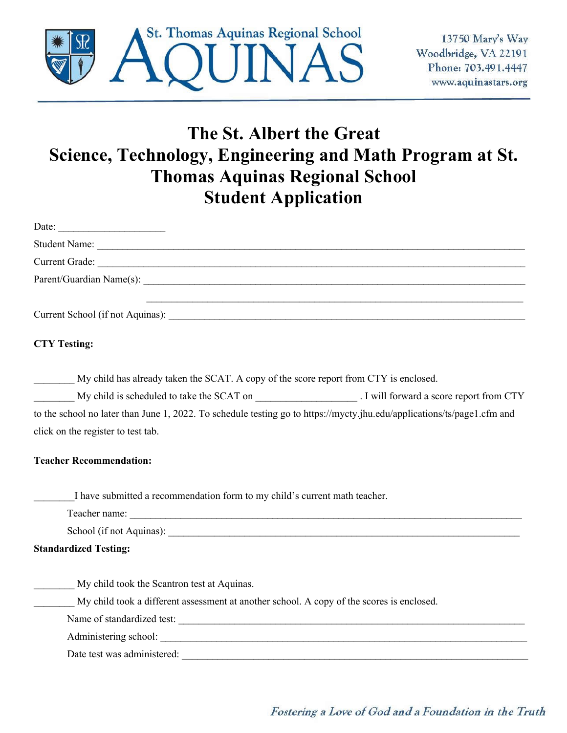St. Thomas Aquinas Regional School

AQUINAS

13750 Mary's Way
Woodbridge, VA 22191
Phone: 703.491.4447
www.aquinastars.org

# The St. Albert the Great Science, Technology, Engineering and Math Program at St. Thomas Aquinas Regional School Student Application

Date: ____________________

Student Name: ____________________

Current Grade: ____________________

Parent/Guardian Name(s): ____________________

____________________

Current School (if not Aquinas): ____________________

**CTY Testing:**

________ My child has already taken the SCAT. A copy of the score report from CTY is enclosed.

________ My child is scheduled to take the SCAT on ___________________ . I will forward a score report from CTY to the school no later than June 1, 2022. To schedule testing go to https://mycty.jhu.edu/applications/ts/page1.cfm and click on the register to test tab.

**Teacher Recommendation:**

________I have submitted a recommendation form to my child's current math teacher.

Teacher name: ____________________

School (if not Aquinas): ____________________

**Standardized Testing:**

________ My child took the Scantron test at Aquinas.

________ My child took a different assessment at another school. A copy of the scores is enclosed.

Name of standardized test: ____________________

Administering school: ____________________

Date test was administered: ____________________

*Fostering a Love of God and a Foundation in the Truth*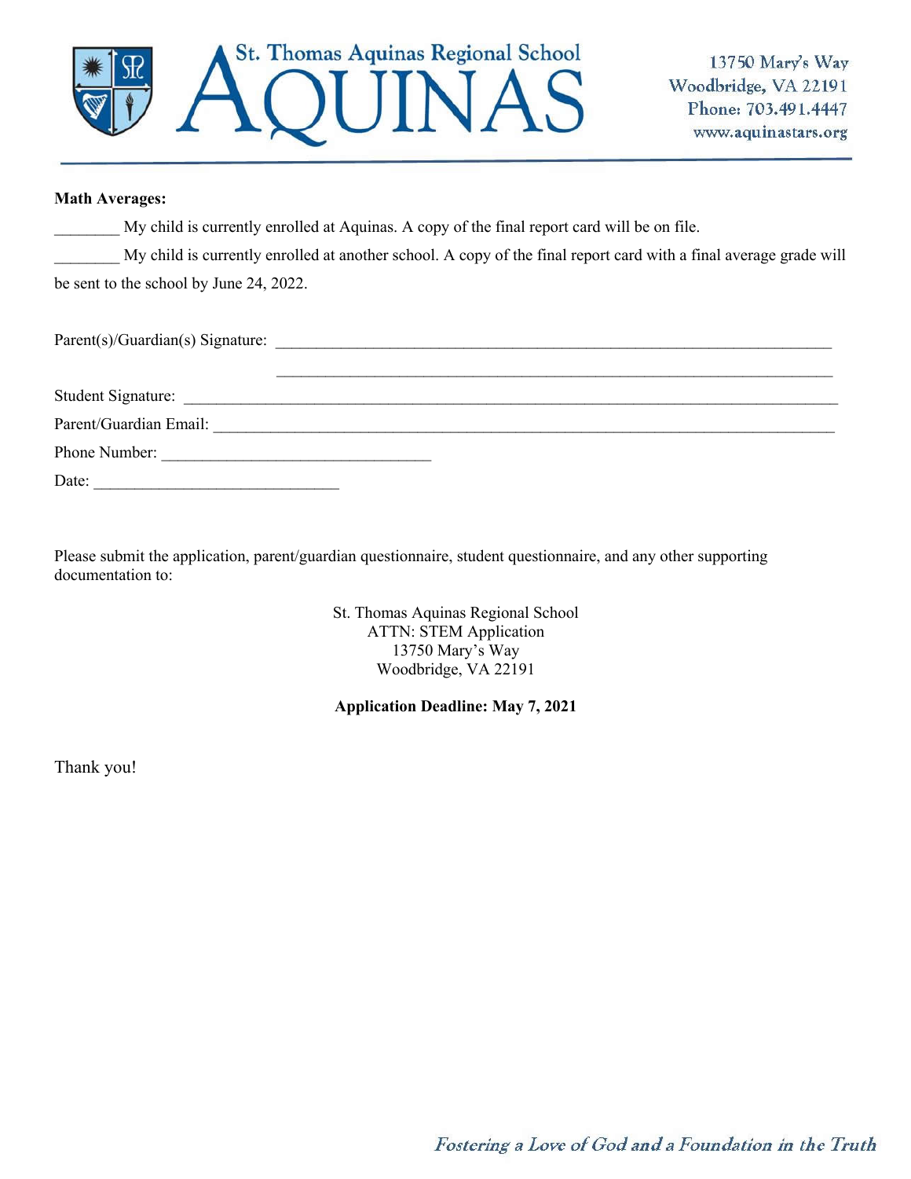**Math Averages:**

________ My child is currently enrolled at Aquinas. A copy of the final report card will be on file.

________ My child is currently enrolled at another school. A copy of the final report card with a final average grade will be sent to the school by June 24, 2022.

Parent(s)/Guardian(s) Signature: ______________________________________________________________

______________________________________________________________

Student Signature: ______________________________________________________________

Parent/Guardian Email: ______________________________________________________________

Phone Number: ________________________________

Date: _____________________________

Please submit the application, parent/guardian questionnaire, student questionnaire, and any other supporting documentation to:

St. Thomas Aquinas Regional School
ATTN: STEM Application
13750 Mary's Way
Woodbridge, VA 22191

**Application Deadline: May 7, 2021**

Thank you!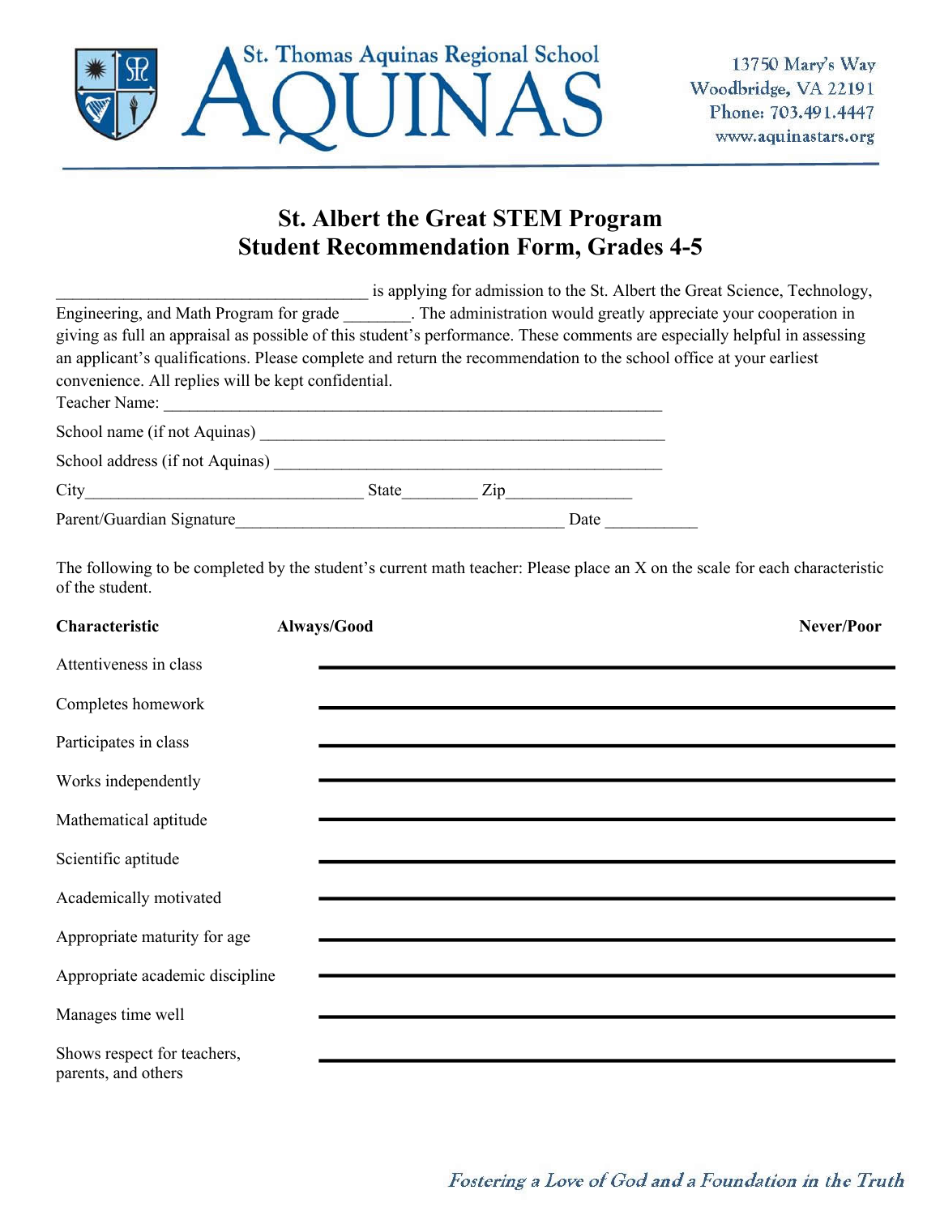St. Thomas Aquinas Regional School

# AQUINAS

13750 Mary's Way
Woodbridge, VA 22191
Phone: 703.491.4447
www.aquinastars.org

## St. Albert the Great STEM Program
## Student Recommendation Form, Grades 4-5

_____________________________________ is applying for admission to the St. Albert the Great Science, Technology, Engineering, and Math Program for grade ________. The administration would greatly appreciate your cooperation in giving as full an appraisal as possible of this student's performance. These comments are especially helpful in assessing an applicant's qualifications. Please complete and return the recommendation to the school office at your earliest convenience. All replies will be kept confidential.

Teacher Name: ___________________________________________________________

School name (if not Aquinas) _________________________________________________

School address (if not Aquinas) _______________________________________________

City_________________________________ State_________ Zip_______________

Parent/Guardian Signature_______________________________________ Date ___________

The following to be completed by the student's current math teacher: Please place an X on the scale for each characteristic of the student.

| **Characteristic** | **Always/Good** ______________________________ **Never/Poor** |
|---|---|
| Attentiveness in class | ______________________________ |
| Completes homework | ______________________________ |
| Participates in class | ______________________________ |
| Works independently | ______________________________ |
| Mathematical aptitude | ______________________________ |
| Scientific aptitude | ______________________________ |
| Academically motivated | ______________________________ |
| Appropriate maturity for age | ______________________________ |
| Appropriate academic discipline | ______________________________ |
| Manages time well | ______________________________ |
| Shows respect for teachers, parents, and others | ______________________________ |

*Fostering a Love of God and a Foundation in the Truth*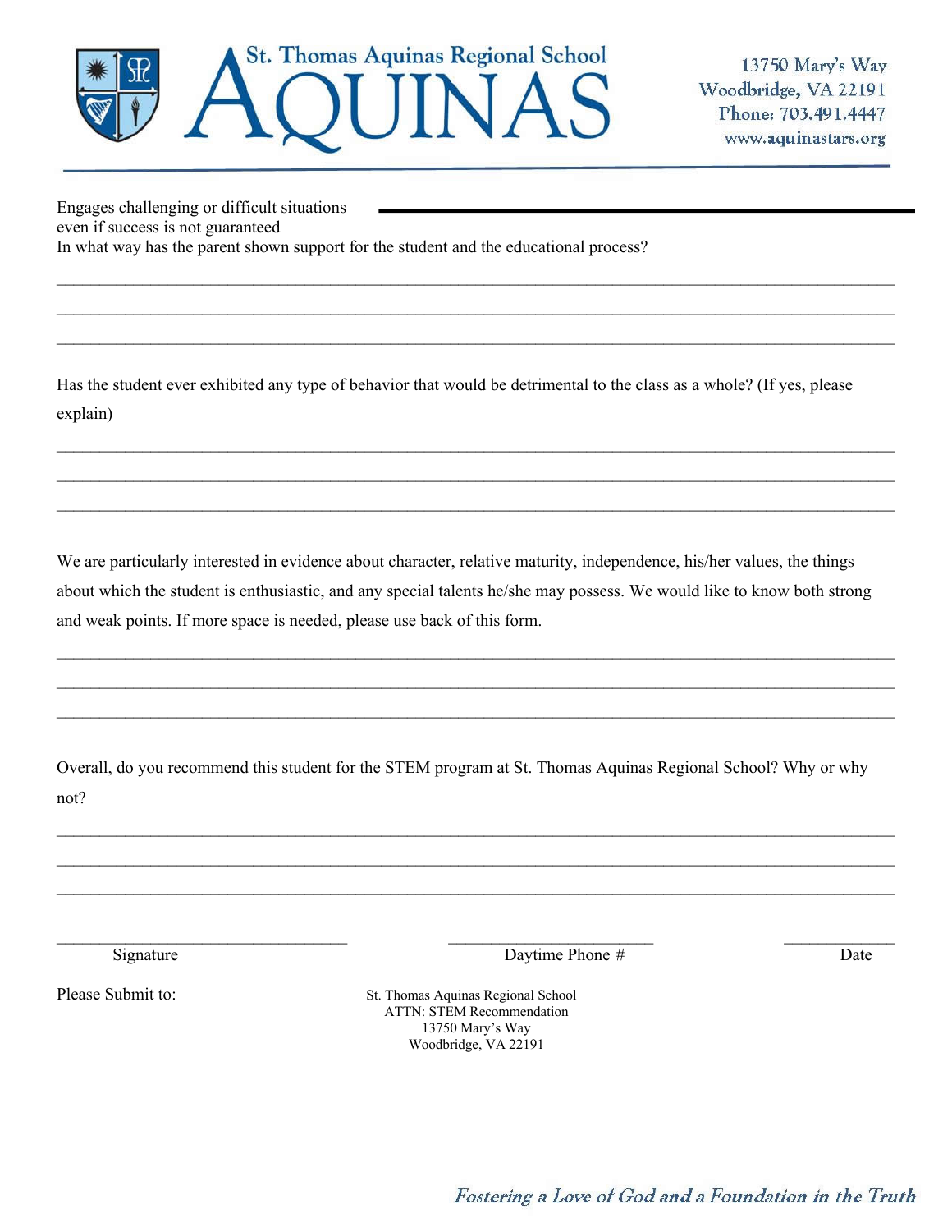St. Thomas Aquinas Regional School

# AQUINAS

13750 Mary's Way
Woodbridge, VA 22191
Phone: 703.491.4447
www.aquinastars.org

Engages challenging or difficult situations even if success is not guaranteed ______________________________

In what way has the parent shown support for the student and the educational process?

______________________________________________________________________________

______________________________________________________________________________

______________________________________________________________________________

Has the student ever exhibited any type of behavior that would be detrimental to the class as a whole? (If yes, please explain)

______________________________________________________________________________

______________________________________________________________________________

______________________________________________________________________________

We are particularly interested in evidence about character, relative maturity, independence, his/her values, the things about which the student is enthusiastic, and any special talents he/she may possess. We would like to know both strong and weak points. If more space is needed, please use back of this form.

______________________________________________________________________________

______________________________________________________________________________

______________________________________________________________________________

Overall, do you recommend this student for the STEM program at St. Thomas Aquinas Regional School? Why or why not?

______________________________________________________________________________

______________________________________________________________________________

______________________________________________________________________________

______________________ Signature    ______________________ Daytime Phone #    ____________ Date

Please Submit to:

St. Thomas Aquinas Regional School
ATTN: STEM Recommendation
13750 Mary's Way
Woodbridge, VA 22191

*Fostering a Love of God and a Foundation in the Truth*